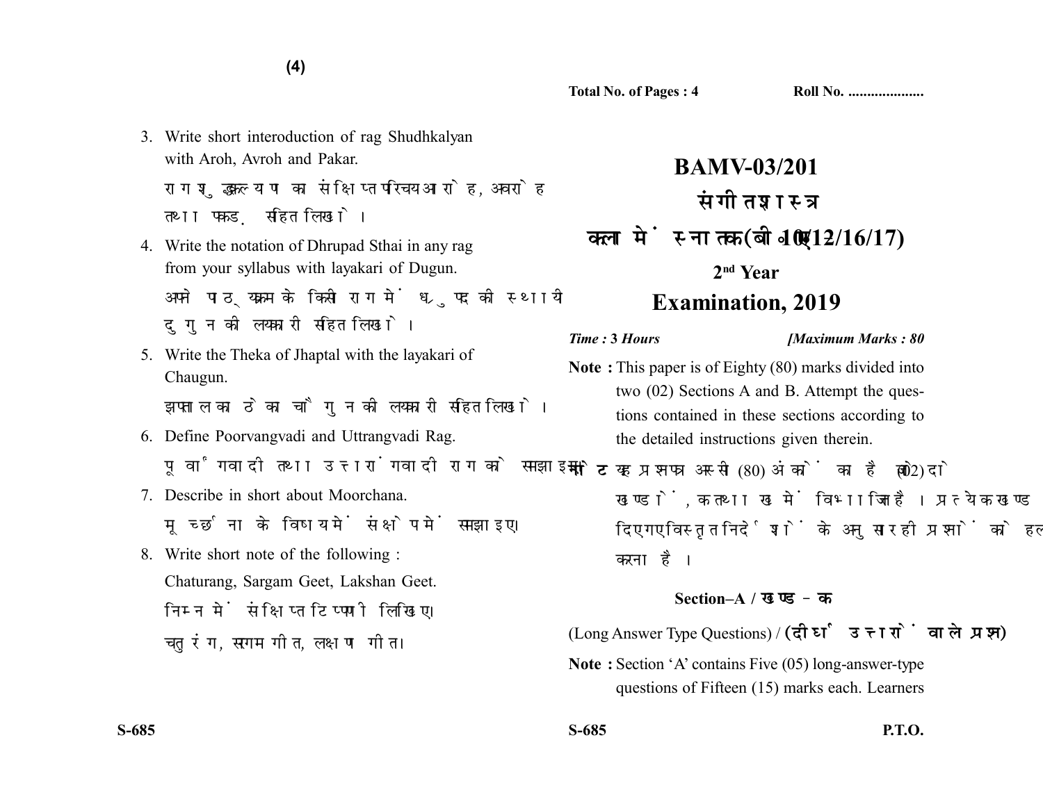3. Write short interoduction of rag Shudhkalyan with Aroh, Avroh and Pakar.

   राग शुद्धकल्याण का संक्षिप्त परिचय आरोह, अवरोह तथा पकड़ सहित लिखो।

4. Write the notation of Dhrupad Sthai in any rag from your syllabus with layakari of Dugun.

   अपने पाठ्यक्रम के किसी राग में ध्रुपद की स्थायी दुगुन की लयकारी सहित लिखो।

5. Write the Theka of Jhaptal with the layakari of Chaugun.

   झपताल का ठेका चौगुन की लयकारी सहित लिखो।

6. Define Poorvangvadi and Uttrangvadi Rag.

   पूर्वांगवादी तथा उत्तरांगवादी राग को समझाइए।

7. Describe in short about Moorchana.

   मूर्च्छना के विषय में संक्षेप में समझाइए।

8. Write short note of the following :

   Chaturang, Sargam Geet, Lakshan Geet.

   निम्न में संक्षिप्त टिप्पणी लिखिए।

   चतुरंग, सरगम गीत, लक्षण गीत।

---

**Total No. of Pages : 4** **Roll No. ....................**

# BAMV-03/201

# संगीतशास्त्र

# कला में स्नातक (बी०ए०) (BA10/12/16/17)

## 2nd Year

## Examination, 2019

*Time : 3 Hours* *[Maximum Marks : 80*

**Note :** This paper is of Eighty (80) marks divided into two (02) Sections A and B. Attempt the questions contained in these sections according to the detailed instructions given therein.

**नोट :** यह प्रश्नपत्र अस्सी (80) अंकों का है जो दो (02) खण्डों, क तथा ख में विभाजित है। प्रत्येक खण्ड में दिए गए विस्तृत निर्देशों के अनुसार ही प्रश्नों को हल करना है।

### Section–A / खण्ड – क

(Long Answer Type Questions) / **(दीर्घ उत्तरों वाले प्रश्न)**

**Note :** Section 'A' contains Five (05) long-answer-type questions of Fifteen (15) marks each. Learners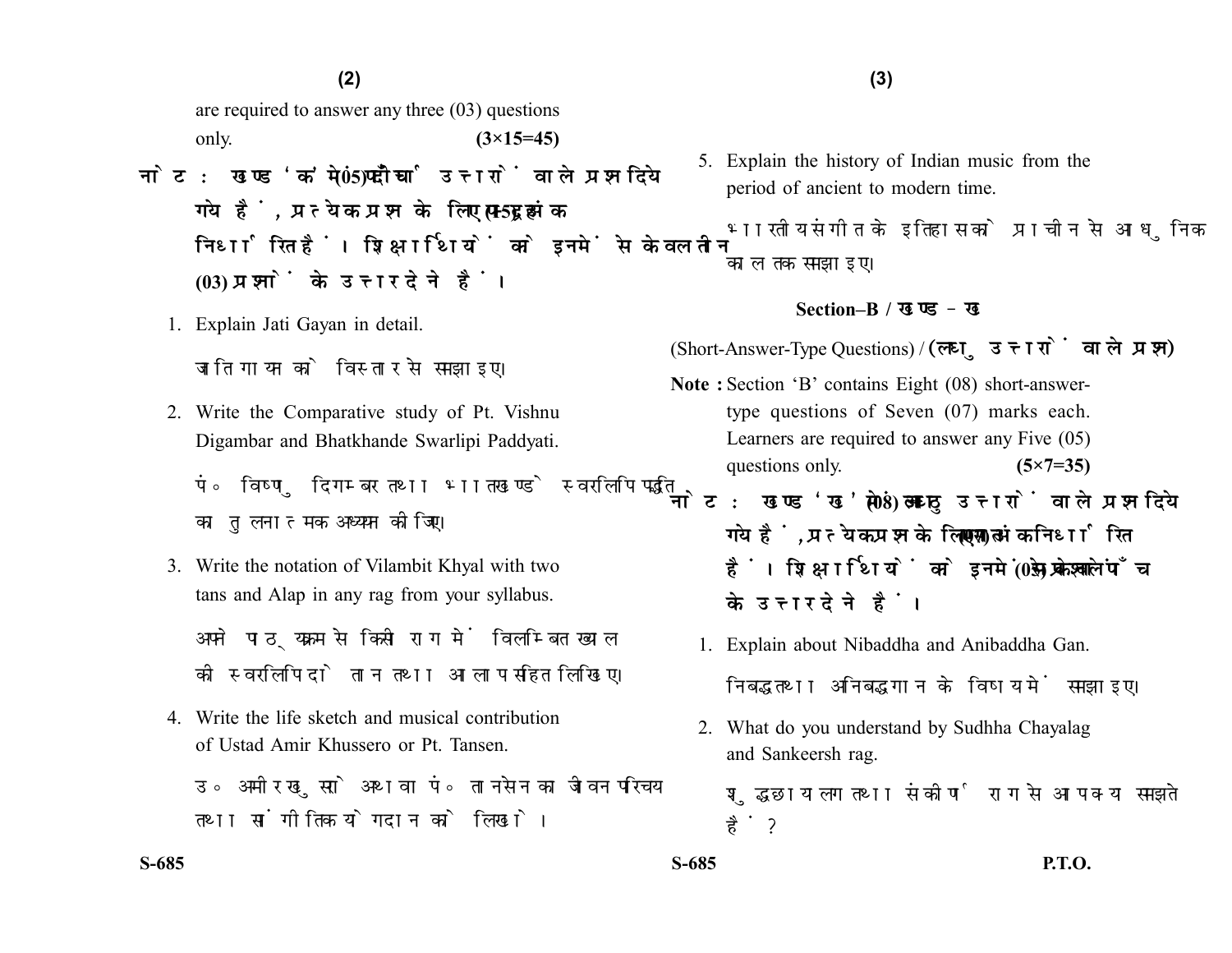are required to answer any three (03) questions only. **(3×15=45)**

**नोट : खण्ड 'क' में पाँच (05) दीर्घ उत्तरों वाले प्रश्न दिये गये हैं, प्रत्येक प्रश्न के लिए पन्द्रह (15) अंक निर्धारित हैं। शिक्षार्थियों को इनमें से केवल तीन (03) प्रश्नों के उत्तर देने हैं।**

1. Explain Jati Gayan in detail.

   जाति गायन को विस्तार से समझाइए।

2. Write the Comparative study of Pt. Vishnu Digambar and Bhatkhande Swarlipi Paddyati.

   पं. विष्णु दिगम्बर तथा भातखण्डे स्वरलिपि पद्धति का तुलनात्मक अध्ययन कीजिए।

3. Write the notation of Vilambit Khyal with two tans and Alap in any rag from your syllabus.

   अपने पाठ्यक्रम से किसी राग में विलम्बित ख्याल की स्वरलिपि दो तान तथा आलाप सहित लिखिए।

4. Write the life sketch and musical contribution of Ustad Amir Khussero or Pt. Tansen.

   उ. अमीर खुसरो अथवा पं. तानसेन का जीवन परिचय तथा सांगीतिक योगदान को लिखो।

5. Explain the history of Indian music from the period of ancient to modern time.

   भारतीय संगीत के इतिहास को प्राचीन से आधुनिक काल तक समझाइए।

### Section–B / खण्ड–ख

(Short-Answer-Type Questions) / **(लघु उत्तरों वाले प्रश्न)**

**Note :** Section 'B' contains Eight (08) short-answer-type questions of Seven (07) marks each. Learners are required to answer any Five (05) questions only. **(5×7=35)**

**नोट : खण्ड 'ख' में आठ (08) लघु उत्तरों वाले प्रश्न दिये गये हैं, प्रत्येक प्रश्न के लिए सात (07) अंक निर्धारित हैं। शिक्षार्थियों को इनमें से केवल पाँच (05) प्रश्नों के उत्तर देने हैं।**

1. Explain about Nibaddha and Anibaddha Gan.

   निबद्ध तथा अनिबद्ध गान के विषय में समझाइए।

2. What do you understand by Sudhha Chayalag and Sankeersh rag.

   शुद्ध छायालग तथा संकीर्ण राग से आप क्या समझते हैं?